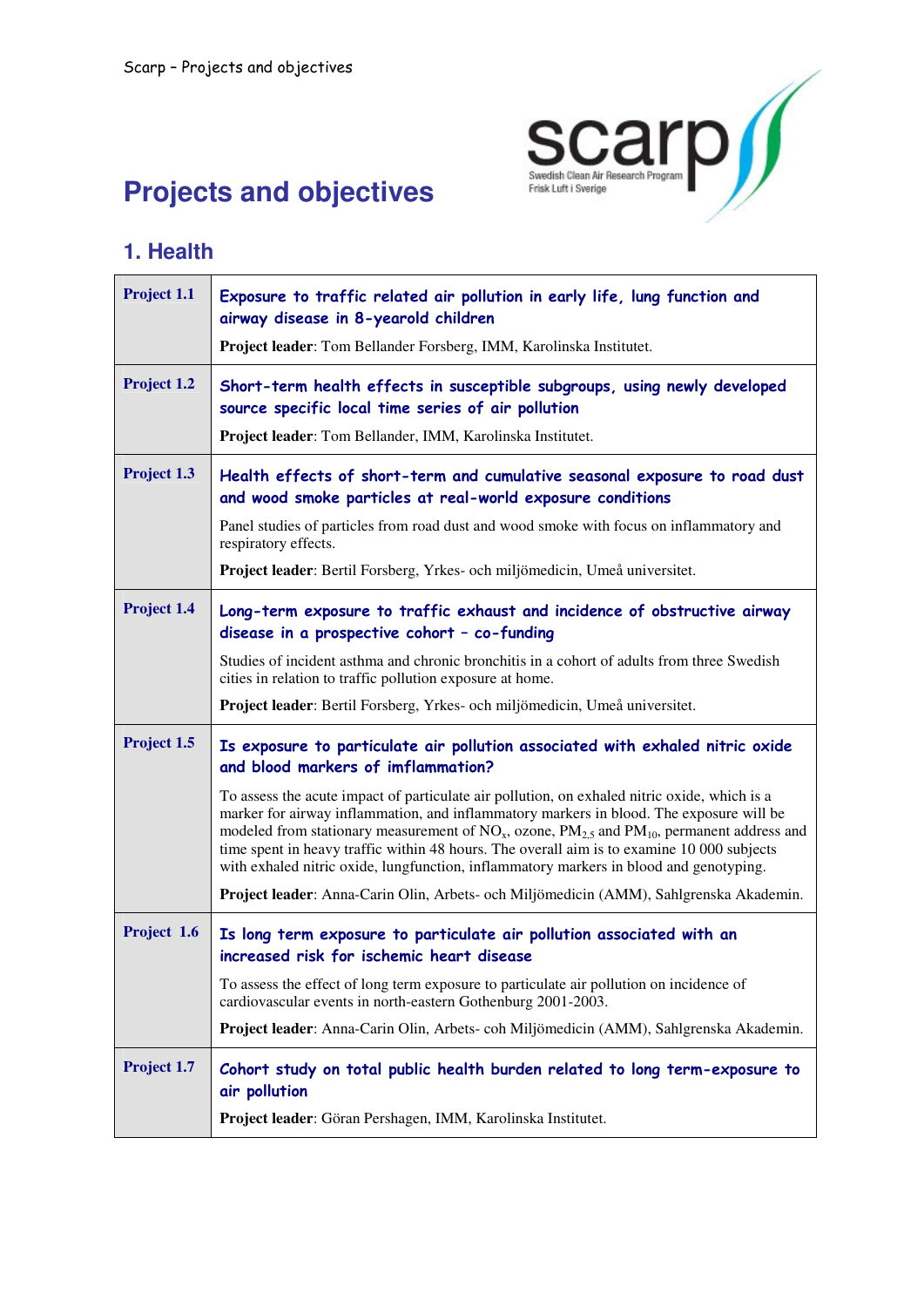# Projects and objectives

## 1. Health

| | |
|---|---|
| **Project 1.1** | **Exposure to traffic related air pollution in early life, lung function and airway disease in 8-yearold children**<br><br>**Project leader**: Tom Bellander Forsberg, IMM, Karolinska Institutet. |
| **Project 1.2** | **Short-term health effects in susceptible subgroups, using newly developed source specific local time series of air pollution**<br><br>**Project leader**: Tom Bellander, IMM, Karolinska Institutet. |
| **Project 1.3** | **Health effects of short-term and cumulative seasonal exposure to road dust and wood smoke particles at real-world exposure conditions**<br><br>Panel studies of particles from road dust and wood smoke with focus on inflammatory and respiratory effects.<br><br>**Project leader**: Bertil Forsberg, Yrkes- och miljömedicin, Umeå universitet. |
| **Project 1.4** | **Long-term exposure to traffic exhaust and incidence of obstructive airway disease in a prospective cohort – co-funding**<br><br>Studies of incident asthma and chronic bronchitis in a cohort of adults from three Swedish cities in relation to traffic pollution exposure at home.<br><br>**Project leader**: Bertil Forsberg, Yrkes- och miljömedicin, Umeå universitet. |
| **Project 1.5** | **Is exposure to particulate air pollution associated with exhaled nitric oxide and blood markers of imflammation?**<br><br>To assess the acute impact of particulate air pollution, on exhaled nitric oxide, which is a marker for airway inflammation, and inflammatory markers in blood. The exposure will be modeled from stationary measurement of $NO_x$, ozone, $PM_{2.5}$ and $PM_{10}$, permanent address and time spent in heavy traffic within 48 hours. The overall aim is to examine 10 000 subjects with exhaled nitric oxide, lungfunction, inflammatory markers in blood and genotyping.<br><br>**Project leader**: Anna-Carin Olin, Arbets- och Miljömedicin (AMM), Sahlgrenska Akademin. |
| **Project 1.6** | **Is long term exposure to particulate air pollution associated with an increased risk for ischemic heart disease**<br><br>To assess the effect of long term exposure to particulate air pollution on incidence of cardiovascular events in north-eastern Gothenburg 2001-2003.<br><br>**Project leader**: Anna-Carin Olin, Arbets- coh Miljömedicin (AMM), Sahlgrenska Akademin. |
| **Project 1.7** | **Cohort study on total public health burden related to long term-exposure to air pollution**<br><br>**Project leader**: Göran Pershagen, IMM, Karolinska Institutet. |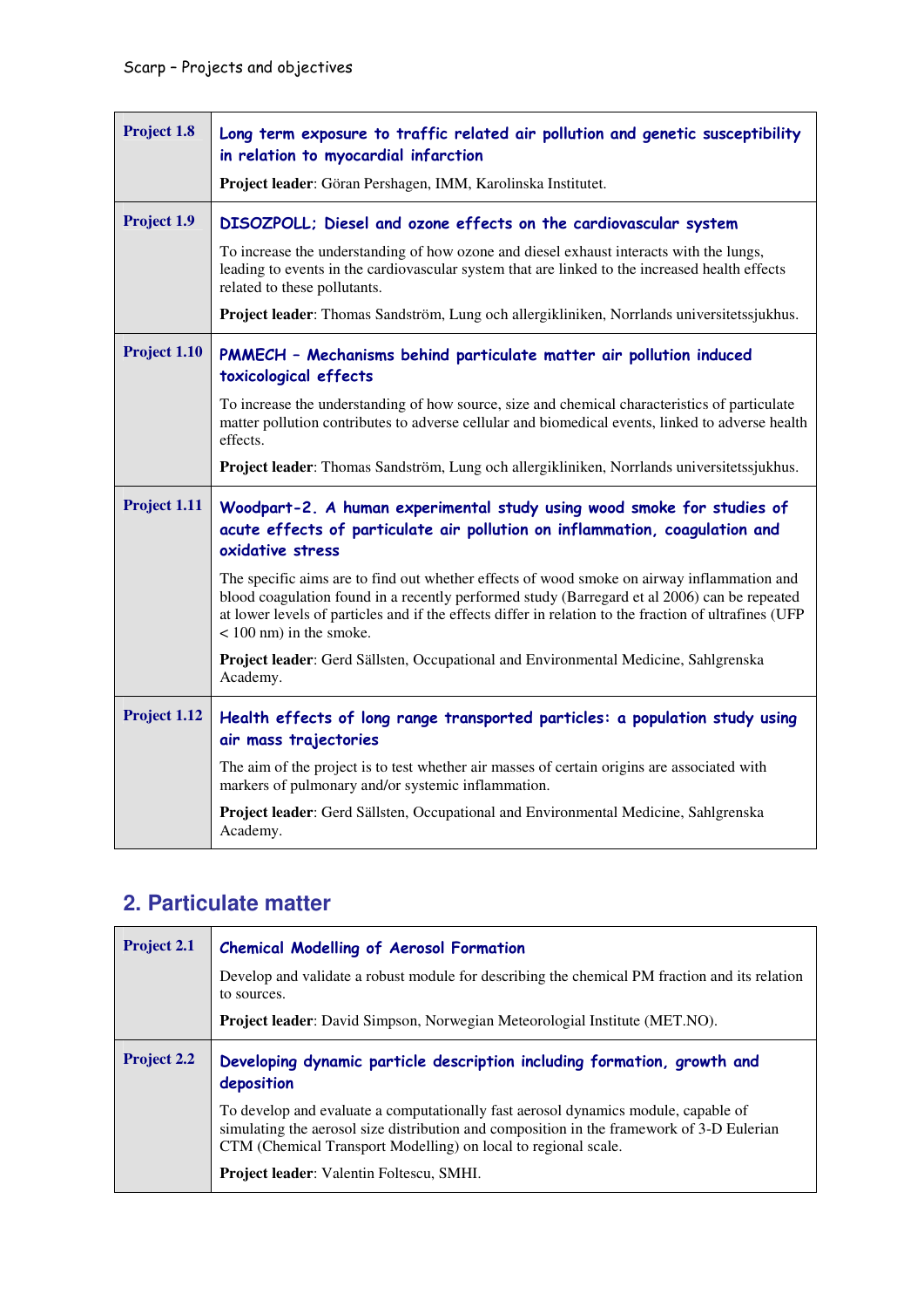| | |
|---|---|
| **Project 1.8** | **Long term exposure to traffic related air pollution and genetic susceptibility in relation to myocardial infarction**<br><br>**Project leader**: Göran Pershagen, IMM, Karolinska Institutet. |
| **Project 1.9** | **DISOZPOLL; Diesel and ozone effects on the cardiovascular system**<br><br>To increase the understanding of how ozone and diesel exhaust interacts with the lungs, leading to events in the cardiovascular system that are linked to the increased health effects related to these pollutants.<br><br>**Project leader**: Thomas Sandström, Lung och allergikliniken, Norrlands universitetssjukhus. |
| **Project 1.10** | **PMMECH – Mechanisms behind particulate matter air pollution induced toxicological effects**<br><br>To increase the understanding of how source, size and chemical characteristics of particulate matter pollution contributes to adverse cellular and biomedical events, linked to adverse health effects.<br><br>**Project leader**: Thomas Sandström, Lung och allergikliniken, Norrlands universitetssjukhus. |
| **Project 1.11** | **Woodpart-2. A human experimental study using wood smoke for studies of acute effects of particulate air pollution on inflammation, coagulation and oxidative stress**<br><br>The specific aims are to find out whether effects of wood smoke on airway inflammation and blood coagulation found in a recently performed study (Barregard et al 2006) can be repeated at lower levels of particles and if the effects differ in relation to the fraction of ultrafines (UFP < 100 nm) in the smoke.<br><br>**Project leader**: Gerd Sällsten, Occupational and Environmental Medicine, Sahlgrenska Academy. |
| **Project 1.12** | **Health effects of long range transported particles: a population study using air mass trajectories**<br><br>The aim of the project is to test whether air masses of certain origins are associated with markers of pulmonary and/or systemic inflammation.<br><br>**Project leader**: Gerd Sällsten, Occupational and Environmental Medicine, Sahlgrenska Academy. |

## 2. Particulate matter

| | |
|---|---|
| **Project 2.1** | **Chemical Modelling of Aerosol Formation**<br><br>Develop and validate a robust module for describing the chemical PM fraction and its relation to sources.<br><br>**Project leader**: David Simpson, Norwegian Meteorologial Institute (MET.NO). |
| **Project 2.2** | **Developing dynamic particle description including formation, growth and deposition**<br><br>To develop and evaluate a computationally fast aerosol dynamics module, capable of simulating the aerosol size distribution and composition in the framework of 3-D Eulerian CTM (Chemical Transport Modelling) on local to regional scale.<br><br>**Project leader**: Valentin Foltescu, SMHI. |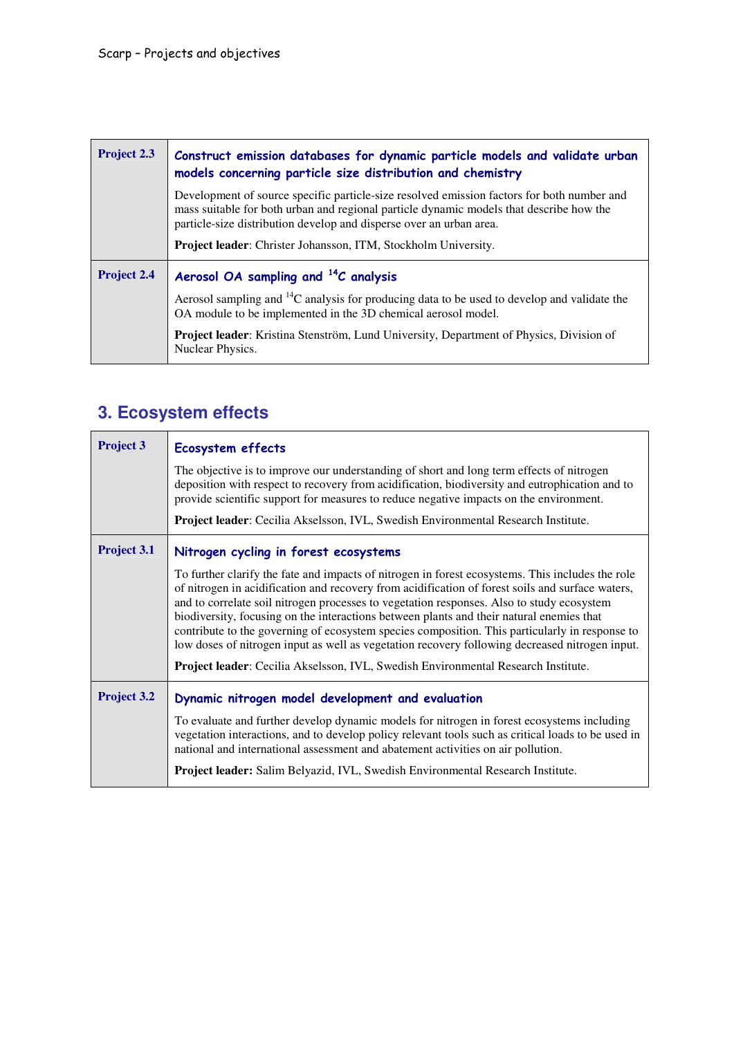| | |
|---|---|
| **Project 2.3** | **Construct emission databases for dynamic particle models and validate urban models concerning particle size distribution and chemistry**<br><br>Development of source specific particle-size resolved emission factors for both number and mass suitable for both urban and regional particle dynamic models that describe how the particle-size distribution develop and disperse over an urban area.<br><br>**Project leader**: Christer Johansson, ITM, Stockholm University. |
| **Project 2.4** | **Aerosol OA sampling and $^{14}C$ analysis**<br><br>Aerosol sampling and $^{14}C$ analysis for producing data to be used to develop and validate the OA module to be implemented in the 3D chemical aerosol model.<br><br>**Project leader**: Kristina Stenström, Lund University, Department of Physics, Division of Nuclear Physics. |

## 3. Ecosystem effects

| | |
|---|---|
| **Project 3** | **Ecosystem effects**<br><br>The objective is to improve our understanding of short and long term effects of nitrogen deposition with respect to recovery from acidification, biodiversity and eutrophication and to provide scientific support for measures to reduce negative impacts on the environment.<br><br>**Project leader**: Cecilia Akselsson, IVL, Swedish Environmental Research Institute. |
| **Project 3.1** | **Nitrogen cycling in forest ecosystems**<br><br>To further clarify the fate and impacts of nitrogen in forest ecosystems. This includes the role of nitrogen in acidification and recovery from acidification of forest soils and surface waters, and to correlate soil nitrogen processes to vegetation responses. Also to study ecosystem biodiversity, focusing on the interactions between plants and their natural enemies that contribute to the governing of ecosystem species composition. This particularly in response to low doses of nitrogen input as well as vegetation recovery following decreased nitrogen input.<br><br>**Project leader**: Cecilia Akselsson, IVL, Swedish Environmental Research Institute. |
| **Project 3.2** | **Dynamic nitrogen model development and evaluation**<br><br>To evaluate and further develop dynamic models for nitrogen in forest ecosystems including vegetation interactions, and to develop policy relevant tools such as critical loads to be used in national and international assessment and abatement activities on air pollution.<br><br>**Project leader:** Salim Belyazid, IVL, Swedish Environmental Research Institute. |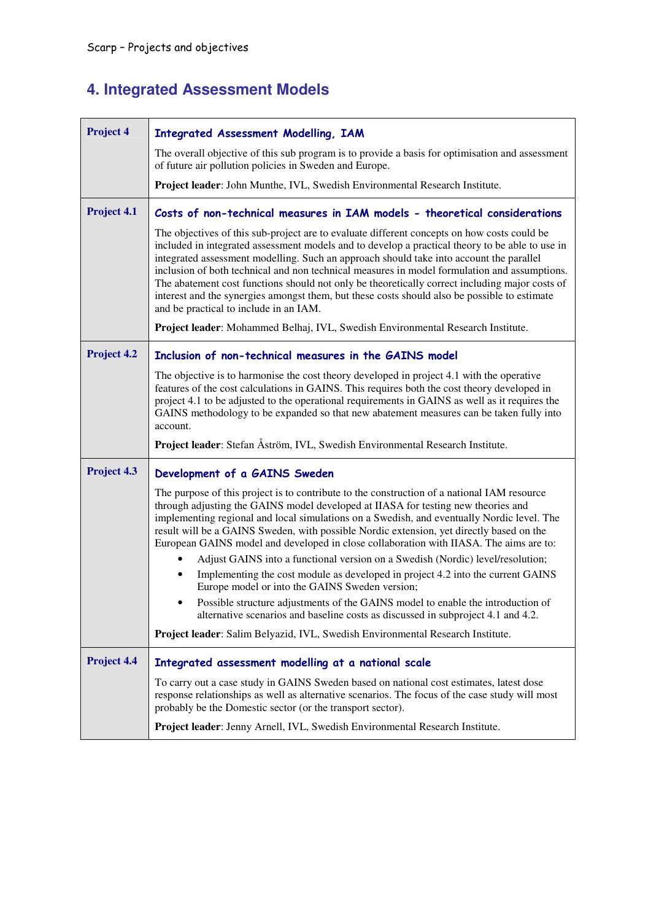# 4. Integrated Assessment Models

| | |
|---|---|
| **Project 4** | **Integrated Assessment Modelling, IAM**<br><br>The overall objective of this sub program is to provide a basis for optimisation and assessment of future air pollution policies in Sweden and Europe.<br><br>**Project leader**: John Munthe, IVL, Swedish Environmental Research Institute. |
| **Project 4.1** | **Costs of non-technical measures in IAM models - theoretical considerations**<br><br>The objectives of this sub-project are to evaluate different concepts on how costs could be included in integrated assessment models and to develop a practical theory to be able to use in integrated assessment modelling. Such an approach should take into account the parallel inclusion of both technical and non technical measures in model formulation and assumptions. The abatement cost functions should not only be theoretically correct including major costs of interest and the synergies amongst them, but these costs should also be possible to estimate and be practical to include in an IAM.<br><br>**Project leader**: Mohammed Belhaj, IVL, Swedish Environmental Research Institute. |
| **Project 4.2** | **Inclusion of non-technical measures in the GAINS model**<br><br>The objective is to harmonise the cost theory developed in project 4.1 with the operative features of the cost calculations in GAINS. This requires both the cost theory developed in project 4.1 to be adjusted to the operational requirements in GAINS as well as it requires the GAINS methodology to be expanded so that new abatement measures can be taken fully into account.<br><br>**Project leader**: Stefan Åström, IVL, Swedish Environmental Research Institute. |
| **Project 4.3** | **Development of a GAINS Sweden**<br><br>The purpose of this project is to contribute to the construction of a national IAM resource through adjusting the GAINS model developed at IIASA for testing new theories and implementing regional and local simulations on a Swedish, and eventually Nordic level. The result will be a GAINS Sweden, with possible Nordic extension, yet directly based on the European GAINS model and developed in close collaboration with IIASA. The aims are to:<br>• Adjust GAINS into a functional version on a Swedish (Nordic) level/resolution;<br>• Implementing the cost module as developed in project 4.2 into the current GAINS Europe model or into the GAINS Sweden version;<br>• Possible structure adjustments of the GAINS model to enable the introduction of alternative scenarios and baseline costs as discussed in subproject 4.1 and 4.2.<br><br>**Project leader**: Salim Belyazid, IVL, Swedish Environmental Research Institute. |
| **Project 4.4** | **Integrated assessment modelling at a national scale**<br><br>To carry out a case study in GAINS Sweden based on national cost estimates, latest dose response relationships as well as alternative scenarios. The focus of the case study will most probably be the Domestic sector (or the transport sector).<br><br>**Project leader**: Jenny Arnell, IVL, Swedish Environmental Research Institute. |